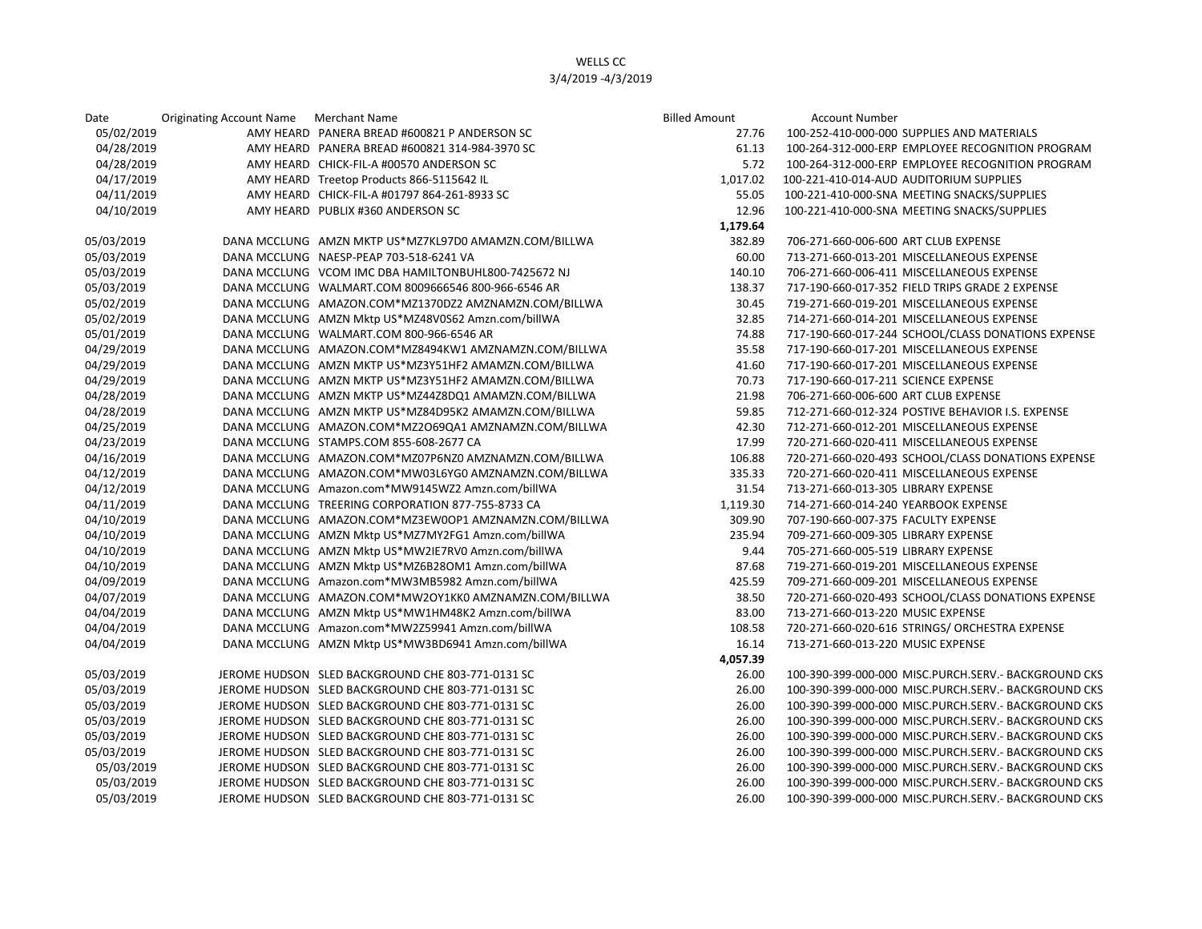WELLS CC

3/4/2019 -4/3/2019

| Date | Originating Account Name | Merchant Name | Billed Amount | Account Number |
|---|---|---|---|---|
| 05/02/2019 | AMY HEARD | PANERA BREAD #600821 P ANDERSON SC | 27.76 | 100-252-410-000-000 SUPPLIES AND MATERIALS |
| 04/28/2019 | AMY HEARD | PANERA BREAD #600821 314-984-3970 SC | 61.13 | 100-264-312-000-ERP EMPLOYEE RECOGNITION PROGRAM |
| 04/28/2019 | AMY HEARD | CHICK-FIL-A #00570 ANDERSON SC | 5.72 | 100-264-312-000-ERP EMPLOYEE RECOGNITION PROGRAM |
| 04/17/2019 | AMY HEARD | Treetop Products 866-5115642 IL | 1,017.02 | 100-221-410-014-AUD AUDITORIUM SUPPLIES |
| 04/11/2019 | AMY HEARD | CHICK-FIL-A #01797 864-261-8933 SC | 55.05 | 100-221-410-000-SNA MEETING SNACKS/SUPPLIES |
| 04/10/2019 | AMY HEARD | PUBLIX #360 ANDERSON SC | 12.96 | 100-221-410-000-SNA MEETING SNACKS/SUPPLIES |
| | | | 1,179.64 | |
| 05/03/2019 | DANA MCCLUNG | AMZN MKTP US*MZ7KL97D0 AMAMZN.COM/BILLWA | 382.89 | 706-271-660-006-600 ART CLUB EXPENSE |
| 05/03/2019 | DANA MCCLUNG | NAESP-PEAP 703-518-6241 VA | 60.00 | 713-271-660-013-201 MISCELLANEOUS EXPENSE |
| 05/03/2019 | DANA MCCLUNG | VCOM IMC DBA HAMILTONBUHL800-7425672 NJ | 140.10 | 706-271-660-006-411 MISCELLANEOUS EXPENSE |
| 05/03/2019 | DANA MCCLUNG | WALMART.COM 8009666546 800-966-6546 AR | 138.37 | 717-190-660-017-352 FIELD TRIPS GRADE 2 EXPENSE |
| 05/02/2019 | DANA MCCLUNG | AMAZON.COM*MZ1370DZ2 AMZNAMZN.COM/BILLWA | 30.45 | 719-271-660-019-201 MISCELLANEOUS EXPENSE |
| 05/02/2019 | DANA MCCLUNG | AMZN Mktp US*MZ48V0S62 Amzn.com/billWA | 32.85 | 714-271-660-014-201 MISCELLANEOUS EXPENSE |
| 05/01/2019 | DANA MCCLUNG | WALMART.COM 800-966-6546 AR | 74.88 | 717-190-660-017-244 SCHOOL/CLASS DONATIONS EXPENSE |
| 04/29/2019 | DANA MCCLUNG | AMAZON.COM*MZ8494KW1 AMZNAMZN.COM/BILLWA | 35.58 | 717-190-660-017-201 MISCELLANEOUS EXPENSE |
| 04/29/2019 | DANA MCCLUNG | AMZN MKTP US*MZ3Y51HF2 AMAMZN.COM/BILLWA | 41.60 | 717-190-660-017-201 MISCELLANEOUS EXPENSE |
| 04/29/2019 | DANA MCCLUNG | AMZN MKTP US*MZ3Y51HF2 AMAMZN.COM/BILLWA | 70.73 | 717-190-660-017-211 SCIENCE EXPENSE |
| 04/28/2019 | DANA MCCLUNG | AMZN MKTP US*MZ44Z8DQ1 AMAMZN.COM/BILLWA | 21.98 | 706-271-660-006-600 ART CLUB EXPENSE |
| 04/28/2019 | DANA MCCLUNG | AMZN MKTP US*MZ84D95K2 AMAMZN.COM/BILLWA | 59.85 | 712-271-660-012-324 POSTIVE BEHAVIOR I.S. EXPENSE |
| 04/25/2019 | DANA MCCLUNG | AMAZON.COM*MZ2O69QA1 AMZNAMZN.COM/BILLWA | 42.30 | 712-271-660-012-201 MISCELLANEOUS EXPENSE |
| 04/23/2019 | DANA MCCLUNG | STAMPS.COM 855-608-2677 CA | 17.99 | 720-271-660-020-411 MISCELLANEOUS EXPENSE |
| 04/16/2019 | DANA MCCLUNG | AMAZON.COM*MZ07P6NZ0 AMZNAMZN.COM/BILLWA | 106.88 | 720-271-660-020-493 SCHOOL/CLASS DONATIONS EXPENSE |
| 04/12/2019 | DANA MCCLUNG | AMAZON.COM*MW03L6YG0 AMZNAMZN.COM/BILLWA | 335.33 | 720-271-660-020-411 MISCELLANEOUS EXPENSE |
| 04/12/2019 | DANA MCCLUNG | Amazon.com*MW9145WZ2 Amzn.com/billWA | 31.54 | 713-271-660-013-305 LIBRARY EXPENSE |
| 04/11/2019 | DANA MCCLUNG | TREERING CORPORATION 877-755-8733 CA | 1,119.30 | 714-271-660-014-240 YEARBOOK EXPENSE |
| 04/10/2019 | DANA MCCLUNG | AMAZON.COM*MZ3EW0OP1 AMZNAMZN.COM/BILLWA | 309.90 | 707-190-660-007-375 FACULTY EXPENSE |
| 04/10/2019 | DANA MCCLUNG | AMZN Mktp US*MZ7MY2FG1 Amzn.com/billWA | 235.94 | 709-271-660-009-305 LIBRARY EXPENSE |
| 04/10/2019 | DANA MCCLUNG | AMZN Mktp US*MW2IE7RV0 Amzn.com/billWA | 9.44 | 705-271-660-005-519 LIBRARY EXPENSE |
| 04/10/2019 | DANA MCCLUNG | AMZN Mktp US*MZ6B28OM1 Amzn.com/billWA | 87.68 | 719-271-660-019-201 MISCELLANEOUS EXPENSE |
| 04/09/2019 | DANA MCCLUNG | Amazon.com*MW3MB5982 Amzn.com/billWA | 425.59 | 709-271-660-009-201 MISCELLANEOUS EXPENSE |
| 04/07/2019 | DANA MCCLUNG | AMAZON.COM*MW2OY1KK0 AMZNAMZN.COM/BILLWA | 38.50 | 720-271-660-020-493 SCHOOL/CLASS DONATIONS EXPENSE |
| 04/04/2019 | DANA MCCLUNG | AMZN Mktp US*MW1HM48K2 Amzn.com/billWA | 83.00 | 713-271-660-013-220 MUSIC EXPENSE |
| 04/04/2019 | DANA MCCLUNG | Amazon.com*MW2Z59941 Amzn.com/billWA | 108.58 | 720-271-660-020-616 STRINGS/ ORCHESTRA EXPENSE |
| 04/04/2019 | DANA MCCLUNG | AMZN Mktp US*MW3BD6941 Amzn.com/billWA | 16.14 | 713-271-660-013-220 MUSIC EXPENSE |
| | | | 4,057.39 | |
| 05/03/2019 | JEROME HUDSON | SLED BACKGROUND CHE 803-771-0131 SC | 26.00 | 100-390-399-000-000 MISC.PURCH.SERV.- BACKGROUND CKS |
| 05/03/2019 | JEROME HUDSON | SLED BACKGROUND CHE 803-771-0131 SC | 26.00 | 100-390-399-000-000 MISC.PURCH.SERV.- BACKGROUND CKS |
| 05/03/2019 | JEROME HUDSON | SLED BACKGROUND CHE 803-771-0131 SC | 26.00 | 100-390-399-000-000 MISC.PURCH.SERV.- BACKGROUND CKS |
| 05/03/2019 | JEROME HUDSON | SLED BACKGROUND CHE 803-771-0131 SC | 26.00 | 100-390-399-000-000 MISC.PURCH.SERV.- BACKGROUND CKS |
| 05/03/2019 | JEROME HUDSON | SLED BACKGROUND CHE 803-771-0131 SC | 26.00 | 100-390-399-000-000 MISC.PURCH.SERV.- BACKGROUND CKS |
| 05/03/2019 | JEROME HUDSON | SLED BACKGROUND CHE 803-771-0131 SC | 26.00 | 100-390-399-000-000 MISC.PURCH.SERV.- BACKGROUND CKS |
| 05/03/2019 | JEROME HUDSON | SLED BACKGROUND CHE 803-771-0131 SC | 26.00 | 100-390-399-000-000 MISC.PURCH.SERV.- BACKGROUND CKS |
| 05/03/2019 | JEROME HUDSON | SLED BACKGROUND CHE 803-771-0131 SC | 26.00 | 100-390-399-000-000 MISC.PURCH.SERV.- BACKGROUND CKS |
| 05/03/2019 | JEROME HUDSON | SLED BACKGROUND CHE 803-771-0131 SC | 26.00 | 100-390-399-000-000 MISC.PURCH.SERV.- BACKGROUND CKS |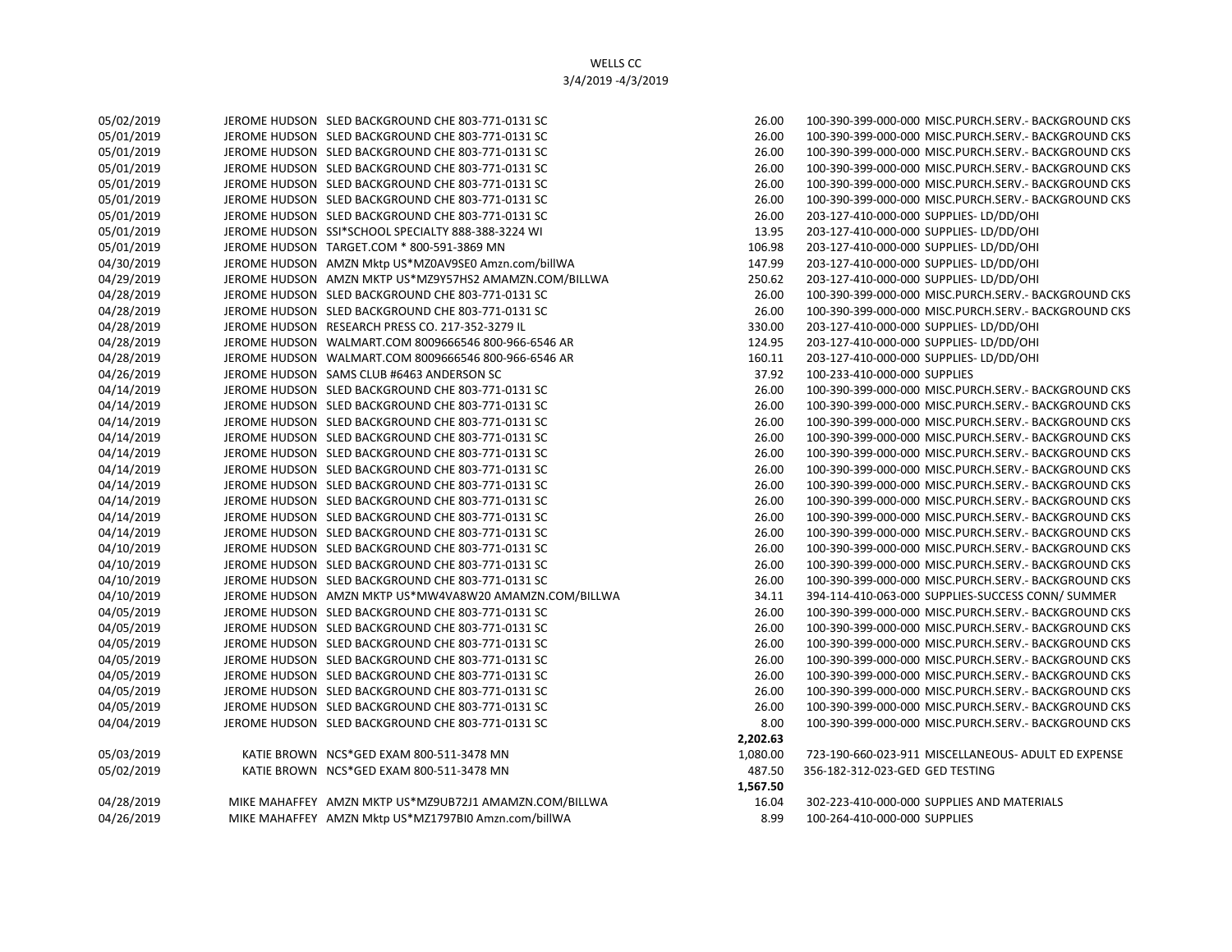WELLS CC

3/4/2019 -4/3/2019

| Date | Cardholder | Merchant | Amount | Account |
|---|---|---|---|---|
| 05/02/2019 | JEROME HUDSON | SLED BACKGROUND CHE 803-771-0131 SC | 26.00 | 100-390-399-000-000 MISC.PURCH.SERV.- BACKGROUND CKS |
| 05/01/2019 | JEROME HUDSON | SLED BACKGROUND CHE 803-771-0131 SC | 26.00 | 100-390-399-000-000 MISC.PURCH.SERV.- BACKGROUND CKS |
| 05/01/2019 | JEROME HUDSON | SLED BACKGROUND CHE 803-771-0131 SC | 26.00 | 100-390-399-000-000 MISC.PURCH.SERV.- BACKGROUND CKS |
| 05/01/2019 | JEROME HUDSON | SLED BACKGROUND CHE 803-771-0131 SC | 26.00 | 100-390-399-000-000 MISC.PURCH.SERV.- BACKGROUND CKS |
| 05/01/2019 | JEROME HUDSON | SLED BACKGROUND CHE 803-771-0131 SC | 26.00 | 100-390-399-000-000 MISC.PURCH.SERV.- BACKGROUND CKS |
| 05/01/2019 | JEROME HUDSON | SLED BACKGROUND CHE 803-771-0131 SC | 26.00 | 100-390-399-000-000 MISC.PURCH.SERV.- BACKGROUND CKS |
| 05/01/2019 | JEROME HUDSON | SLED BACKGROUND CHE 803-771-0131 SC | 26.00 | 203-127-410-000-000 SUPPLIES- LD/DD/OHI |
| 05/01/2019 | JEROME HUDSON | SSI*SCHOOL SPECIALTY 888-388-3224 WI | 13.95 | 203-127-410-000-000 SUPPLIES- LD/DD/OHI |
| 05/01/2019 | JEROME HUDSON | TARGET.COM * 800-591-3869 MN | 106.98 | 203-127-410-000-000 SUPPLIES- LD/DD/OHI |
| 04/30/2019 | JEROME HUDSON | AMZN Mktp US*MZ0AV9SE0 Amzn.com/billWA | 147.99 | 203-127-410-000-000 SUPPLIES- LD/DD/OHI |
| 04/29/2019 | JEROME HUDSON | AMZN MKTP US*MZ9Y57HS2 AMAMZN.COM/BILLWA | 250.62 | 203-127-410-000-000 SUPPLIES- LD/DD/OHI |
| 04/28/2019 | JEROME HUDSON | SLED BACKGROUND CHE 803-771-0131 SC | 26.00 | 100-390-399-000-000 MISC.PURCH.SERV.- BACKGROUND CKS |
| 04/28/2019 | JEROME HUDSON | SLED BACKGROUND CHE 803-771-0131 SC | 26.00 | 100-390-399-000-000 MISC.PURCH.SERV.- BACKGROUND CKS |
| 04/28/2019 | JEROME HUDSON | RESEARCH PRESS CO. 217-352-3279 IL | 330.00 | 203-127-410-000-000 SUPPLIES- LD/DD/OHI |
| 04/28/2019 | JEROME HUDSON | WALMART.COM 8009666546 800-966-6546 AR | 124.95 | 203-127-410-000-000 SUPPLIES- LD/DD/OHI |
| 04/28/2019 | JEROME HUDSON | WALMART.COM 8009666546 800-966-6546 AR | 160.11 | 203-127-410-000-000 SUPPLIES- LD/DD/OHI |
| 04/26/2019 | JEROME HUDSON | SAMS CLUB #6463 ANDERSON SC | 37.92 | 100-233-410-000-000 SUPPLIES |
| 04/14/2019 | JEROME HUDSON | SLED BACKGROUND CHE 803-771-0131 SC | 26.00 | 100-390-399-000-000 MISC.PURCH.SERV.- BACKGROUND CKS |
| 04/14/2019 | JEROME HUDSON | SLED BACKGROUND CHE 803-771-0131 SC | 26.00 | 100-390-399-000-000 MISC.PURCH.SERV.- BACKGROUND CKS |
| 04/14/2019 | JEROME HUDSON | SLED BACKGROUND CHE 803-771-0131 SC | 26.00 | 100-390-399-000-000 MISC.PURCH.SERV.- BACKGROUND CKS |
| 04/14/2019 | JEROME HUDSON | SLED BACKGROUND CHE 803-771-0131 SC | 26.00 | 100-390-399-000-000 MISC.PURCH.SERV.- BACKGROUND CKS |
| 04/14/2019 | JEROME HUDSON | SLED BACKGROUND CHE 803-771-0131 SC | 26.00 | 100-390-399-000-000 MISC.PURCH.SERV.- BACKGROUND CKS |
| 04/14/2019 | JEROME HUDSON | SLED BACKGROUND CHE 803-771-0131 SC | 26.00 | 100-390-399-000-000 MISC.PURCH.SERV.- BACKGROUND CKS |
| 04/14/2019 | JEROME HUDSON | SLED BACKGROUND CHE 803-771-0131 SC | 26.00 | 100-390-399-000-000 MISC.PURCH.SERV.- BACKGROUND CKS |
| 04/14/2019 | JEROME HUDSON | SLED BACKGROUND CHE 803-771-0131 SC | 26.00 | 100-390-399-000-000 MISC.PURCH.SERV.- BACKGROUND CKS |
| 04/14/2019 | JEROME HUDSON | SLED BACKGROUND CHE 803-771-0131 SC | 26.00 | 100-390-399-000-000 MISC.PURCH.SERV.- BACKGROUND CKS |
| 04/14/2019 | JEROME HUDSON | SLED BACKGROUND CHE 803-771-0131 SC | 26.00 | 100-390-399-000-000 MISC.PURCH.SERV.- BACKGROUND CKS |
| 04/10/2019 | JEROME HUDSON | SLED BACKGROUND CHE 803-771-0131 SC | 26.00 | 100-390-399-000-000 MISC.PURCH.SERV.- BACKGROUND CKS |
| 04/10/2019 | JEROME HUDSON | SLED BACKGROUND CHE 803-771-0131 SC | 26.00 | 100-390-399-000-000 MISC.PURCH.SERV.- BACKGROUND CKS |
| 04/10/2019 | JEROME HUDSON | SLED BACKGROUND CHE 803-771-0131 SC | 26.00 | 100-390-399-000-000 MISC.PURCH.SERV.- BACKGROUND CKS |
| 04/10/2019 | JEROME HUDSON | AMZN MKTP US*MW4VA8W20 AMAMZN.COM/BILLWA | 34.11 | 394-114-410-063-000 SUPPLIES-SUCCESS CONN/ SUMMER |
| 04/05/2019 | JEROME HUDSON | SLED BACKGROUND CHE 803-771-0131 SC | 26.00 | 100-390-399-000-000 MISC.PURCH.SERV.- BACKGROUND CKS |
| 04/05/2019 | JEROME HUDSON | SLED BACKGROUND CHE 803-771-0131 SC | 26.00 | 100-390-399-000-000 MISC.PURCH.SERV.- BACKGROUND CKS |
| 04/05/2019 | JEROME HUDSON | SLED BACKGROUND CHE 803-771-0131 SC | 26.00 | 100-390-399-000-000 MISC.PURCH.SERV.- BACKGROUND CKS |
| 04/05/2019 | JEROME HUDSON | SLED BACKGROUND CHE 803-771-0131 SC | 26.00 | 100-390-399-000-000 MISC.PURCH.SERV.- BACKGROUND CKS |
| 04/05/2019 | JEROME HUDSON | SLED BACKGROUND CHE 803-771-0131 SC | 26.00 | 100-390-399-000-000 MISC.PURCH.SERV.- BACKGROUND CKS |
| 04/05/2019 | JEROME HUDSON | SLED BACKGROUND CHE 803-771-0131 SC | 26.00 | 100-390-399-000-000 MISC.PURCH.SERV.- BACKGROUND CKS |
| 04/05/2019 | JEROME HUDSON | SLED BACKGROUND CHE 803-771-0131 SC | 26.00 | 100-390-399-000-000 MISC.PURCH.SERV.- BACKGROUND CKS |
| 04/04/2019 | JEROME HUDSON | SLED BACKGROUND CHE 803-771-0131 SC | 8.00 | 100-390-399-000-000 MISC.PURCH.SERV.- BACKGROUND CKS |
| | | | **2,202.63** | |
| 05/03/2019 | KATIE BROWN | NCS*GED EXAM 800-511-3478 MN | 1,080.00 | 723-190-660-023-911 MISCELLANEOUS- ADULT ED EXPENSE |
| 05/02/2019 | KATIE BROWN | NCS*GED EXAM 800-511-3478 MN | 487.50 | 356-182-312-023-GED GED TESTING |
| | | | **1,567.50** | |
| 04/28/2019 | MIKE MAHAFFEY | AMZN MKTP US*MZ9UB72J1 AMAMZN.COM/BILLWA | 16.04 | 302-223-410-000-000 SUPPLIES AND MATERIALS |
| 04/26/2019 | MIKE MAHAFFEY | AMZN Mktp US*MZ1797BI0 Amzn.com/billWA | 8.99 | 100-264-410-000-000 SUPPLIES |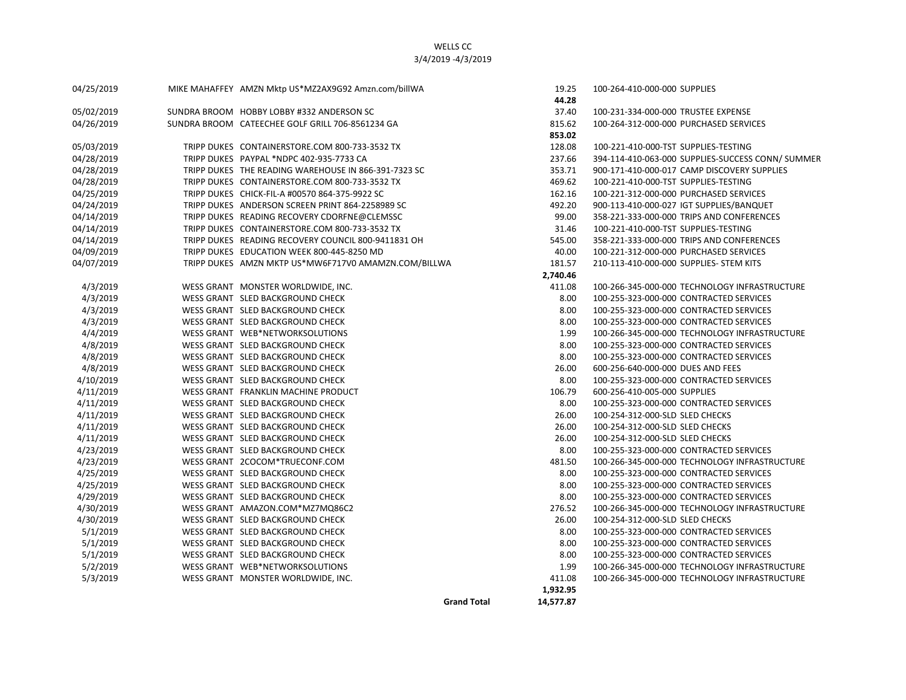WELLS CC
3/4/2019 -4/3/2019

| | | | | |
|---|---|---|---|---|
| 04/25/2019 | MIKE MAHAFFEY | AMZN Mktp US*MZ2AX9G92 Amzn.com/billWA | 19.25 | 100-264-410-000-000 SUPPLIES |
| | | | **44.28** | |
| 05/02/2019 | SUNDRA BROOM | HOBBY LOBBY #332 ANDERSON SC | 37.40 | 100-231-334-000-000 TRUSTEE EXPENSE |
| 04/26/2019 | SUNDRA BROOM | CATEECHEE GOLF GRILL 706-8561234 GA | 815.62 | 100-264-312-000-000 PURCHASED SERVICES |
| | | | **853.02** | |
| 05/03/2019 | TRIPP DUKES | CONTAINERSTORE.COM 800-733-3532 TX | 128.08 | 100-221-410-000-TST SUPPLIES-TESTING |
| 04/28/2019 | TRIPP DUKES | PAYPAL *NDPC 402-935-7733 CA | 237.66 | 394-114-410-063-000 SUPPLIES-SUCCESS CONN/ SUMMER |
| 04/28/2019 | TRIPP DUKES | THE READING WAREHOUSE IN 866-391-7323 SC | 353.71 | 900-171-410-000-017 CAMP DISCOVERY SUPPLIES |
| 04/28/2019 | TRIPP DUKES | CONTAINERSTORE.COM 800-733-3532 TX | 469.62 | 100-221-410-000-TST SUPPLIES-TESTING |
| 04/25/2019 | TRIPP DUKES | CHICK-FIL-A #00570 864-375-9922 SC | 162.16 | 100-221-312-000-000 PURCHASED SERVICES |
| 04/24/2019 | TRIPP DUKES | ANDERSON SCREEN PRINT 864-2258989 SC | 492.20 | 900-113-410-000-027 IGT SUPPLIES/BANQUET |
| 04/14/2019 | TRIPP DUKES | READING RECOVERY CDORFNE@CLEMSSC | 99.00 | 358-221-333-000-000 TRIPS AND CONFERENCES |
| 04/14/2019 | TRIPP DUKES | CONTAINERSTORE.COM 800-733-3532 TX | 31.46 | 100-221-410-000-TST SUPPLIES-TESTING |
| 04/14/2019 | TRIPP DUKES | READING RECOVERY COUNCIL 800-9411831 OH | 545.00 | 358-221-333-000-000 TRIPS AND CONFERENCES |
| 04/09/2019 | TRIPP DUKES | EDUCATION WEEK 800-445-8250 MD | 40.00 | 100-221-312-000-000 PURCHASED SERVICES |
| 04/07/2019 | TRIPP DUKES | AMZN MKTP US*MW6F717V0 AMAMZN.COM/BILLWA | 181.57 | 210-113-410-000-000 SUPPLIES- STEM KITS |
| | | | **2,740.46** | |
| 4/3/2019 | WESS GRANT | MONSTER WORLDWIDE, INC. | 411.08 | 100-266-345-000-000 TECHNOLOGY INFRASTRUCTURE |
| 4/3/2019 | WESS GRANT | SLED BACKGROUND CHECK | 8.00 | 100-255-323-000-000 CONTRACTED SERVICES |
| 4/3/2019 | WESS GRANT | SLED BACKGROUND CHECK | 8.00 | 100-255-323-000-000 CONTRACTED SERVICES |
| 4/3/2019 | WESS GRANT | SLED BACKGROUND CHECK | 8.00 | 100-255-323-000-000 CONTRACTED SERVICES |
| 4/4/2019 | WESS GRANT | WEB*NETWORKSOLUTIONS | 1.99 | 100-266-345-000-000 TECHNOLOGY INFRASTRUCTURE |
| 4/8/2019 | WESS GRANT | SLED BACKGROUND CHECK | 8.00 | 100-255-323-000-000 CONTRACTED SERVICES |
| 4/8/2019 | WESS GRANT | SLED BACKGROUND CHECK | 8.00 | 100-255-323-000-000 CONTRACTED SERVICES |
| 4/8/2019 | WESS GRANT | SLED BACKGROUND CHECK | 26.00 | 600-256-640-000-000 DUES AND FEES |
| 4/10/2019 | WESS GRANT | SLED BACKGROUND CHECK | 8.00 | 100-255-323-000-000 CONTRACTED SERVICES |
| 4/11/2019 | WESS GRANT | FRANKLIN MACHINE PRODUCT | 106.79 | 600-256-410-005-000 SUPPLIES |
| 4/11/2019 | WESS GRANT | SLED BACKGROUND CHECK | 8.00 | 100-255-323-000-000 CONTRACTED SERVICES |
| 4/11/2019 | WESS GRANT | SLED BACKGROUND CHECK | 26.00 | 100-254-312-000-SLD SLED CHECKS |
| 4/11/2019 | WESS GRANT | SLED BACKGROUND CHECK | 26.00 | 100-254-312-000-SLD SLED CHECKS |
| 4/11/2019 | WESS GRANT | SLED BACKGROUND CHECK | 26.00 | 100-254-312-000-SLD SLED CHECKS |
| 4/23/2019 | WESS GRANT | SLED BACKGROUND CHECK | 8.00 | 100-255-323-000-000 CONTRACTED SERVICES |
| 4/23/2019 | WESS GRANT | 2COCOM*TRUECONF.COM | 481.50 | 100-266-345-000-000 TECHNOLOGY INFRASTRUCTURE |
| 4/25/2019 | WESS GRANT | SLED BACKGROUND CHECK | 8.00 | 100-255-323-000-000 CONTRACTED SERVICES |
| 4/25/2019 | WESS GRANT | SLED BACKGROUND CHECK | 8.00 | 100-255-323-000-000 CONTRACTED SERVICES |
| 4/29/2019 | WESS GRANT | SLED BACKGROUND CHECK | 8.00 | 100-255-323-000-000 CONTRACTED SERVICES |
| 4/30/2019 | WESS GRANT | AMAZON.COM*MZ7MQ86C2 | 276.52 | 100-266-345-000-000 TECHNOLOGY INFRASTRUCTURE |
| 4/30/2019 | WESS GRANT | SLED BACKGROUND CHECK | 26.00 | 100-254-312-000-SLD SLED CHECKS |
| 5/1/2019 | WESS GRANT | SLED BACKGROUND CHECK | 8.00 | 100-255-323-000-000 CONTRACTED SERVICES |
| 5/1/2019 | WESS GRANT | SLED BACKGROUND CHECK | 8.00 | 100-255-323-000-000 CONTRACTED SERVICES |
| 5/1/2019 | WESS GRANT | SLED BACKGROUND CHECK | 8.00 | 100-255-323-000-000 CONTRACTED SERVICES |
| 5/2/2019 | WESS GRANT | WEB*NETWORKSOLUTIONS | 1.99 | 100-266-345-000-000 TECHNOLOGY INFRASTRUCTURE |
| 5/3/2019 | WESS GRANT | MONSTER WORLDWIDE, INC. | 411.08 | 100-266-345-000-000 TECHNOLOGY INFRASTRUCTURE |
| | | | **1,932.95** | |
| | | **Grand Total** | **14,577.87** | |